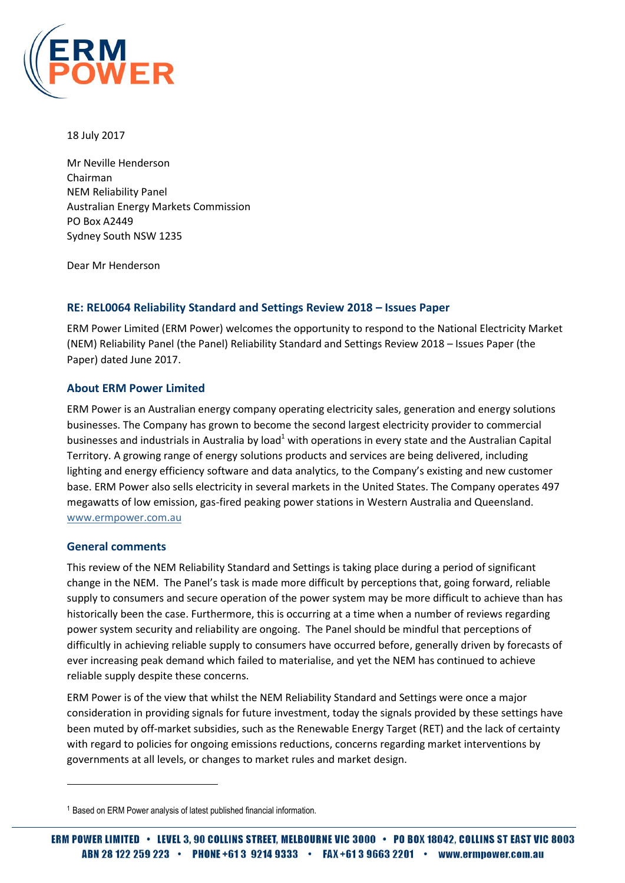18 July 2017

Mr Neville Henderson
Chairman
NEM Reliability Panel
Australian Energy Markets Commission
PO Box A2449
Sydney South NSW 1235

Dear Mr Henderson

## RE: REL0064 Reliability Standard and Settings Review 2018 – Issues Paper

ERM Power Limited (ERM Power) welcomes the opportunity to respond to the National Electricity Market (NEM) Reliability Panel (the Panel) Reliability Standard and Settings Review 2018 – Issues Paper (the Paper) dated June 2017.

## About ERM Power Limited

ERM Power is an Australian energy company operating electricity sales, generation and energy solutions businesses. The Company has grown to become the second largest electricity provider to commercial businesses and industrials in Australia by load[1] with operations in every state and the Australian Capital Territory. A growing range of energy solutions products and services are being delivered, including lighting and energy efficiency software and data analytics, to the Company's existing and new customer base. ERM Power also sells electricity in several markets in the United States. The Company operates 497 megawatts of low emission, gas-fired peaking power stations in Western Australia and Queensland. www.ermpower.com.au

## General comments

This review of the NEM Reliability Standard and Settings is taking place during a period of significant change in the NEM. The Panel's task is made more difficult by perceptions that, going forward, reliable supply to consumers and secure operation of the power system may be more difficult to achieve than has historically been the case. Furthermore, this is occurring at a time when a number of reviews regarding power system security and reliability are ongoing. The Panel should be mindful that perceptions of difficultly in achieving reliable supply to consumers have occurred before, generally driven by forecasts of ever increasing peak demand which failed to materialise, and yet the NEM has continued to achieve reliable supply despite these concerns.

ERM Power is of the view that whilst the NEM Reliability Standard and Settings were once a major consideration in providing signals for future investment, today the signals provided by these settings have been muted by off-market subsidies, such as the Renewable Energy Target (RET) and the lack of certainty with regard to policies for ongoing emissions reductions, concerns regarding market interventions by governments at all levels, or changes to market rules and market design.

[1] Based on ERM Power analysis of latest published financial information.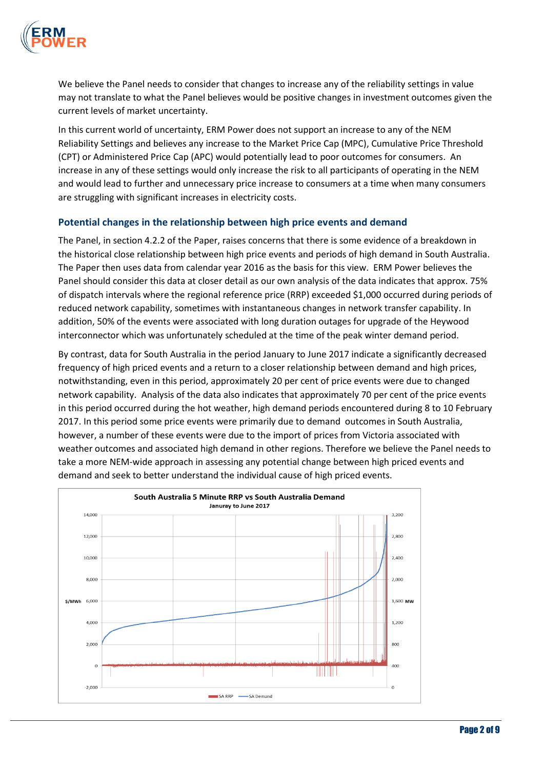We believe the Panel needs to consider that changes to increase any of the reliability settings in value may not translate to what the Panel believes would be positive changes in investment outcomes given the current levels of market uncertainty.

In this current world of uncertainty, ERM Power does not support an increase to any of the NEM Reliability Settings and believes any increase to the Market Price Cap (MPC), Cumulative Price Threshold (CPT) or Administered Price Cap (APC) would potentially lead to poor outcomes for consumers. An increase in any of these settings would only increase the risk to all participants of operating in the NEM and would lead to further and unnecessary price increase to consumers at a time when many consumers are struggling with significant increases in electricity costs.

## Potential changes in the relationship between high price events and demand

The Panel, in section 4.2.2 of the Paper, raises concerns that there is some evidence of a breakdown in the historical close relationship between high price events and periods of high demand in South Australia. The Paper then uses data from calendar year 2016 as the basis for this view. ERM Power believes the Panel should consider this data at closer detail as our own analysis of the data indicates that approx. 75% of dispatch intervals where the regional reference price (RRP) exceeded $1,000 occurred during periods of reduced network capability, sometimes with instantaneous changes in network transfer capability. In addition, 50% of the events were associated with long duration outages for upgrade of the Heywood interconnector which was unfortunately scheduled at the time of the peak winter demand period.

By contrast, data for South Australia in the period January to June 2017 indicate a significantly decreased frequency of high priced events and a return to a closer relationship between demand and high prices, notwithstanding, even in this period, approximately 20 per cent of price events were due to changed network capability. Analysis of the data also indicates that approximately 70 per cent of the price events in this period occurred during the hot weather, high demand periods encountered during 8 to 10 February 2017. In this period some price events were primarily due to demand outcomes in South Australia, however, a number of these events were due to the import of prices from Victoria associated with weather outcomes and associated high demand in other regions. Therefore we believe the Panel needs to take a more NEM-wide approach in assessing any potential change between high priced events and demand and seek to better understand the individual cause of high priced events.

**South Australia 5 Minute RRP vs South Australia Demand**
Januray to June 2017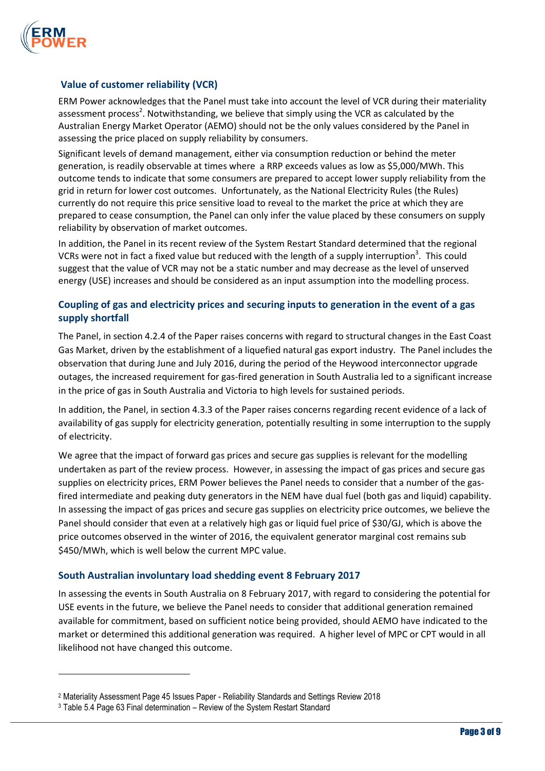## Value of customer reliability (VCR)

ERM Power acknowledges that the Panel must take into account the level of VCR during their materiality assessment process[2]. Notwithstanding, we believe that simply using the VCR as calculated by the Australian Energy Market Operator (AEMO) should not be the only values considered by the Panel in assessing the price placed on supply reliability by consumers.

Significant levels of demand management, either via consumption reduction or behind the meter generation, is readily observable at times where a RRP exceeds values as low as $5,000/MWh. This outcome tends to indicate that some consumers are prepared to accept lower supply reliability from the grid in return for lower cost outcomes. Unfortunately, as the National Electricity Rules (the Rules) currently do not require this price sensitive load to reveal to the market the price at which they are prepared to cease consumption, the Panel can only infer the value placed by these consumers on supply reliability by observation of market outcomes.

In addition, the Panel in its recent review of the System Restart Standard determined that the regional VCRs were not in fact a fixed value but reduced with the length of a supply interruption[3]. This could suggest that the value of VCR may not be a static number and may decrease as the level of unserved energy (USE) increases and should be considered as an input assumption into the modelling process.

## Coupling of gas and electricity prices and securing inputs to generation in the event of a gas supply shortfall

The Panel, in section 4.2.4 of the Paper raises concerns with regard to structural changes in the East Coast Gas Market, driven by the establishment of a liquefied natural gas export industry. The Panel includes the observation that during June and July 2016, during the period of the Heywood interconnector upgrade outages, the increased requirement for gas-fired generation in South Australia led to a significant increase in the price of gas in South Australia and Victoria to high levels for sustained periods.

In addition, the Panel, in section 4.3.3 of the Paper raises concerns regarding recent evidence of a lack of availability of gas supply for electricity generation, potentially resulting in some interruption to the supply of electricity.

We agree that the impact of forward gas prices and secure gas supplies is relevant for the modelling undertaken as part of the review process. However, in assessing the impact of gas prices and secure gas supplies on electricity prices, ERM Power believes the Panel needs to consider that a number of the gas-fired intermediate and peaking duty generators in the NEM have dual fuel (both gas and liquid) capability. In assessing the impact of gas prices and secure gas supplies on electricity price outcomes, we believe the Panel should consider that even at a relatively high gas or liquid fuel price of $30/GJ, which is above the price outcomes observed in the winter of 2016, the equivalent generator marginal cost remains sub $450/MWh, which is well below the current MPC value.

## South Australian involuntary load shedding event 8 February 2017

In assessing the events in South Australia on 8 February 2017, with regard to considering the potential for USE events in the future, we believe the Panel needs to consider that additional generation remained available for commitment, based on sufficient notice being provided, should AEMO have indicated to the market or determined this additional generation was required. A higher level of MPC or CPT would in all likelihood not have changed this outcome.

---

[2] Materiality Assessment Page 45 Issues Paper - Reliability Standards and Settings Review 2018

[3] Table 5.4 Page 63 Final determination – Review of the System Restart Standard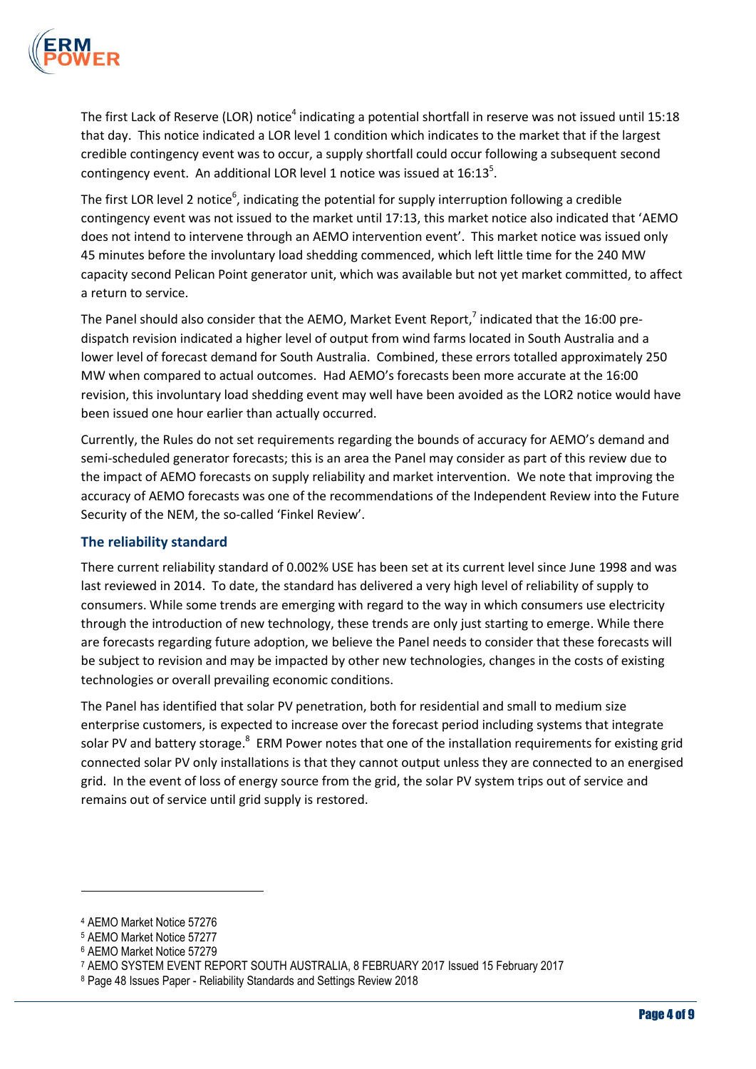The first Lack of Reserve (LOR) notice[4] indicating a potential shortfall in reserve was not issued until 15:18 that day. This notice indicated a LOR level 1 condition which indicates to the market that if the largest credible contingency event was to occur, a supply shortfall could occur following a subsequent second contingency event. An additional LOR level 1 notice was issued at 16:13[5].

The first LOR level 2 notice[6], indicating the potential for supply interruption following a credible contingency event was not issued to the market until 17:13, this market notice also indicated that 'AEMO does not intend to intervene through an AEMO intervention event'. This market notice was issued only 45 minutes before the involuntary load shedding commenced, which left little time for the 240 MW capacity second Pelican Point generator unit, which was available but not yet market committed, to affect a return to service.

The Panel should also consider that the AEMO, Market Event Report,[7] indicated that the 16:00 pre-dispatch revision indicated a higher level of output from wind farms located in South Australia and a lower level of forecast demand for South Australia. Combined, these errors totalled approximately 250 MW when compared to actual outcomes. Had AEMO's forecasts been more accurate at the 16:00 revision, this involuntary load shedding event may well have been avoided as the LOR2 notice would have been issued one hour earlier than actually occurred.

Currently, the Rules do not set requirements regarding the bounds of accuracy for AEMO's demand and semi-scheduled generator forecasts; this is an area the Panel may consider as part of this review due to the impact of AEMO forecasts on supply reliability and market intervention. We note that improving the accuracy of AEMO forecasts was one of the recommendations of the Independent Review into the Future Security of the NEM, the so-called 'Finkel Review'.

## The reliability standard

There current reliability standard of 0.002% USE has been set at its current level since June 1998 and was last reviewed in 2014. To date, the standard has delivered a very high level of reliability of supply to consumers. While some trends are emerging with regard to the way in which consumers use electricity through the introduction of new technology, these trends are only just starting to emerge. While there are forecasts regarding future adoption, we believe the Panel needs to consider that these forecasts will be subject to revision and may be impacted by other new technologies, changes in the costs of existing technologies or overall prevailing economic conditions.

The Panel has identified that solar PV penetration, both for residential and small to medium size enterprise customers, is expected to increase over the forecast period including systems that integrate solar PV and battery storage.[8] ERM Power notes that one of the installation requirements for existing grid connected solar PV only installations is that they cannot output unless they are connected to an energised grid. In the event of loss of energy source from the grid, the solar PV system trips out of service and remains out of service until grid supply is restored.

---

[4] AEMO Market Notice 57276

[5] AEMO Market Notice 57277

[6] AEMO Market Notice 57279

[7] AEMO SYSTEM EVENT REPORT SOUTH AUSTRALIA, 8 FEBRUARY 2017 Issued 15 February 2017

[8] Page 48 Issues Paper - Reliability Standards and Settings Review 2018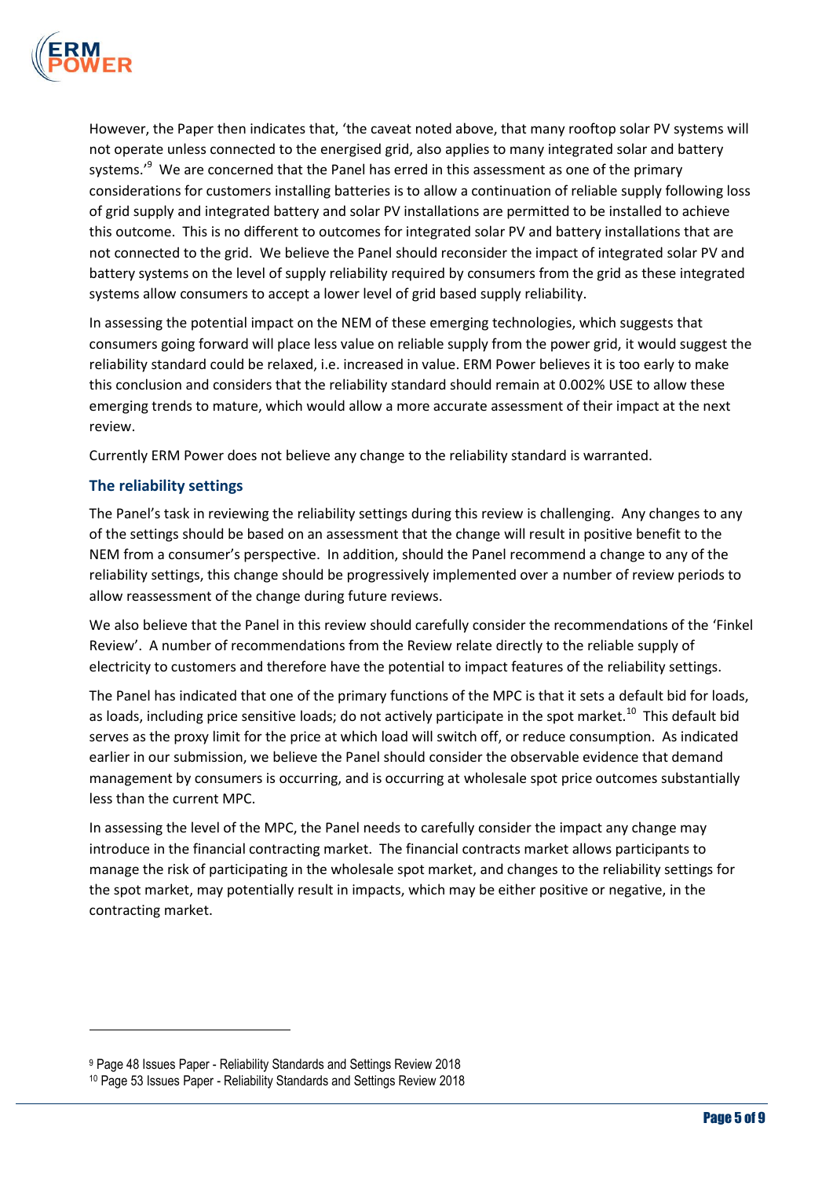However, the Paper then indicates that, 'the caveat noted above, that many rooftop solar PV systems will not operate unless connected to the energised grid, also applies to many integrated solar and battery systems.'[9] We are concerned that the Panel has erred in this assessment as one of the primary considerations for customers installing batteries is to allow a continuation of reliable supply following loss of grid supply and integrated battery and solar PV installations are permitted to be installed to achieve this outcome. This is no different to outcomes for integrated solar PV and battery installations that are not connected to the grid. We believe the Panel should reconsider the impact of integrated solar PV and battery systems on the level of supply reliability required by consumers from the grid as these integrated systems allow consumers to accept a lower level of grid based supply reliability.

In assessing the potential impact on the NEM of these emerging technologies, which suggests that consumers going forward will place less value on reliable supply from the power grid, it would suggest the reliability standard could be relaxed, i.e. increased in value. ERM Power believes it is too early to make this conclusion and considers that the reliability standard should remain at 0.002% USE to allow these emerging trends to mature, which would allow a more accurate assessment of their impact at the next review.

Currently ERM Power does not believe any change to the reliability standard is warranted.

### The reliability settings

The Panel's task in reviewing the reliability settings during this review is challenging. Any changes to any of the settings should be based on an assessment that the change will result in positive benefit to the NEM from a consumer's perspective. In addition, should the Panel recommend a change to any of the reliability settings, this change should be progressively implemented over a number of review periods to allow reassessment of the change during future reviews.

We also believe that the Panel in this review should carefully consider the recommendations of the 'Finkel Review'. A number of recommendations from the Review relate directly to the reliable supply of electricity to customers and therefore have the potential to impact features of the reliability settings.

The Panel has indicated that one of the primary functions of the MPC is that it sets a default bid for loads, as loads, including price sensitive loads; do not actively participate in the spot market.[10] This default bid serves as the proxy limit for the price at which load will switch off, or reduce consumption. As indicated earlier in our submission, we believe the Panel should consider the observable evidence that demand management by consumers is occurring, and is occurring at wholesale spot price outcomes substantially less than the current MPC.

In assessing the level of the MPC, the Panel needs to carefully consider the impact any change may introduce in the financial contracting market. The financial contracts market allows participants to manage the risk of participating in the wholesale spot market, and changes to the reliability settings for the spot market, may potentially result in impacts, which may be either positive or negative, in the contracting market.

---

[9] Page 48 Issues Paper - Reliability Standards and Settings Review 2018

[10] Page 53 Issues Paper - Reliability Standards and Settings Review 2018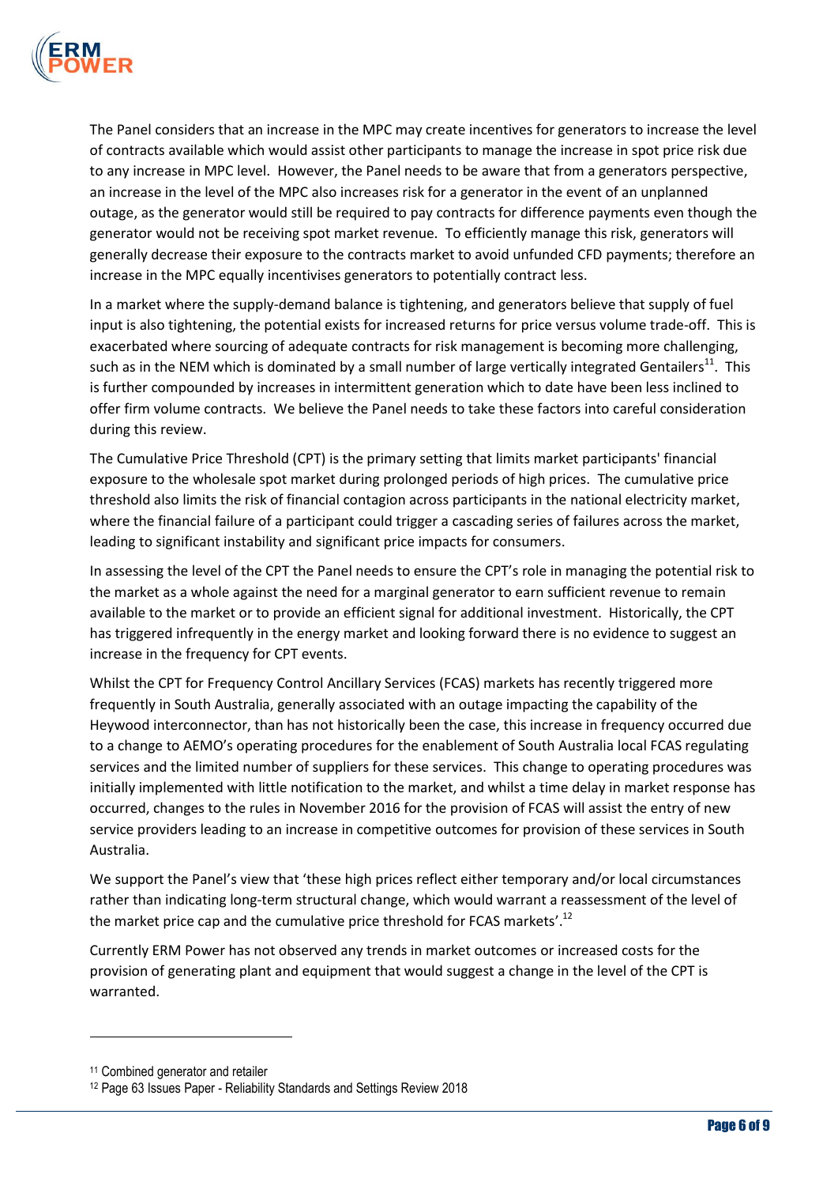The Panel considers that an increase in the MPC may create incentives for generators to increase the level of contracts available which would assist other participants to manage the increase in spot price risk due to any increase in MPC level. However, the Panel needs to be aware that from a generators perspective, an increase in the level of the MPC also increases risk for a generator in the event of an unplanned outage, as the generator would still be required to pay contracts for difference payments even though the generator would not be receiving spot market revenue. To efficiently manage this risk, generators will generally decrease their exposure to the contracts market to avoid unfunded CFD payments; therefore an increase in the MPC equally incentivises generators to potentially contract less.

In a market where the supply-demand balance is tightening, and generators believe that supply of fuel input is also tightening, the potential exists for increased returns for price versus volume trade-off. This is exacerbated where sourcing of adequate contracts for risk management is becoming more challenging, such as in the NEM which is dominated by a small number of large vertically integrated Gentailers[11]. This is further compounded by increases in intermittent generation which to date have been less inclined to offer firm volume contracts. We believe the Panel needs to take these factors into careful consideration during this review.

The Cumulative Price Threshold (CPT) is the primary setting that limits market participants' financial exposure to the wholesale spot market during prolonged periods of high prices. The cumulative price threshold also limits the risk of financial contagion across participants in the national electricity market, where the financial failure of a participant could trigger a cascading series of failures across the market, leading to significant instability and significant price impacts for consumers.

In assessing the level of the CPT the Panel needs to ensure the CPT's role in managing the potential risk to the market as a whole against the need for a marginal generator to earn sufficient revenue to remain available to the market or to provide an efficient signal for additional investment. Historically, the CPT has triggered infrequently in the energy market and looking forward there is no evidence to suggest an increase in the frequency for CPT events.

Whilst the CPT for Frequency Control Ancillary Services (FCAS) markets has recently triggered more frequently in South Australia, generally associated with an outage impacting the capability of the Heywood interconnector, than has not historically been the case, this increase in frequency occurred due to a change to AEMO's operating procedures for the enablement of South Australia local FCAS regulating services and the limited number of suppliers for these services. This change to operating procedures was initially implemented with little notification to the market, and whilst a time delay in market response has occurred, changes to the rules in November 2016 for the provision of FCAS will assist the entry of new service providers leading to an increase in competitive outcomes for provision of these services in South Australia.

We support the Panel's view that 'these high prices reflect either temporary and/or local circumstances rather than indicating long-term structural change, which would warrant a reassessment of the level of the market price cap and the cumulative price threshold for FCAS markets'.[12]

Currently ERM Power has not observed any trends in market outcomes or increased costs for the provision of generating plant and equipment that would suggest a change in the level of the CPT is warranted.

---

[11] Combined generator and retailer

[12] Page 63 Issues Paper - Reliability Standards and Settings Review 2018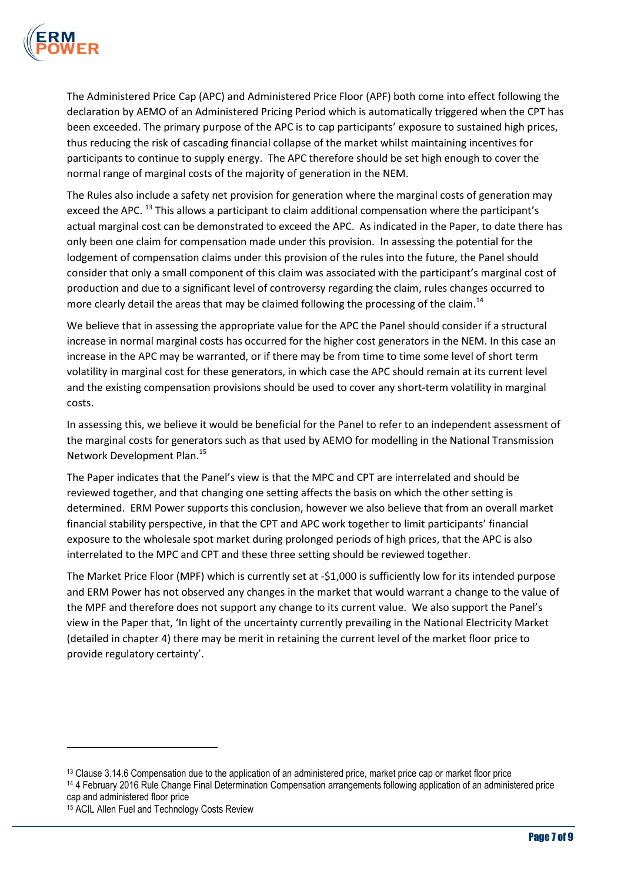The Administered Price Cap (APC) and Administered Price Floor (APF) both come into effect following the declaration by AEMO of an Administered Pricing Period which is automatically triggered when the CPT has been exceeded. The primary purpose of the APC is to cap participants' exposure to sustained high prices, thus reducing the risk of cascading financial collapse of the market whilst maintaining incentives for participants to continue to supply energy. The APC therefore should be set high enough to cover the normal range of marginal costs of the majority of generation in the NEM.

The Rules also include a safety net provision for generation where the marginal costs of generation may exceed the APC. [13] This allows a participant to claim additional compensation where the participant's actual marginal cost can be demonstrated to exceed the APC. As indicated in the Paper, to date there has only been one claim for compensation made under this provision. In assessing the potential for the lodgement of compensation claims under this provision of the rules into the future, the Panel should consider that only a small component of this claim was associated with the participant's marginal cost of production and due to a significant level of controversy regarding the claim, rules changes occurred to more clearly detail the areas that may be claimed following the processing of the claim.[14]

We believe that in assessing the appropriate value for the APC the Panel should consider if a structural increase in normal marginal costs has occurred for the higher cost generators in the NEM. In this case an increase in the APC may be warranted, or if there may be from time to time some level of short term volatility in marginal cost for these generators, in which case the APC should remain at its current level and the existing compensation provisions should be used to cover any short-term volatility in marginal costs.

In assessing this, we believe it would be beneficial for the Panel to refer to an independent assessment of the marginal costs for generators such as that used by AEMO for modelling in the National Transmission Network Development Plan.[15]

The Paper indicates that the Panel's view is that the MPC and CPT are interrelated and should be reviewed together, and that changing one setting affects the basis on which the other setting is determined. ERM Power supports this conclusion, however we also believe that from an overall market financial stability perspective, in that the CPT and APC work together to limit participants' financial exposure to the wholesale spot market during prolonged periods of high prices, that the APC is also interrelated to the MPC and CPT and these three setting should be reviewed together.

The Market Price Floor (MPF) which is currently set at -$1,000 is sufficiently low for its intended purpose and ERM Power has not observed any changes in the market that would warrant a change to the value of the MPF and therefore does not support any change to its current value. We also support the Panel's view in the Paper that, 'In light of the uncertainty currently prevailing in the National Electricity Market (detailed in chapter 4) there may be merit in retaining the current level of the market floor price to provide regulatory certainty'.

---

[13] Clause 3.14.6 Compensation due to the application of an administered price, market price cap or market floor price

[14] 4 February 2016 Rule Change Final Determination Compensation arrangements following application of an administered price cap and administered floor price

[15] ACIL Allen Fuel and Technology Costs Review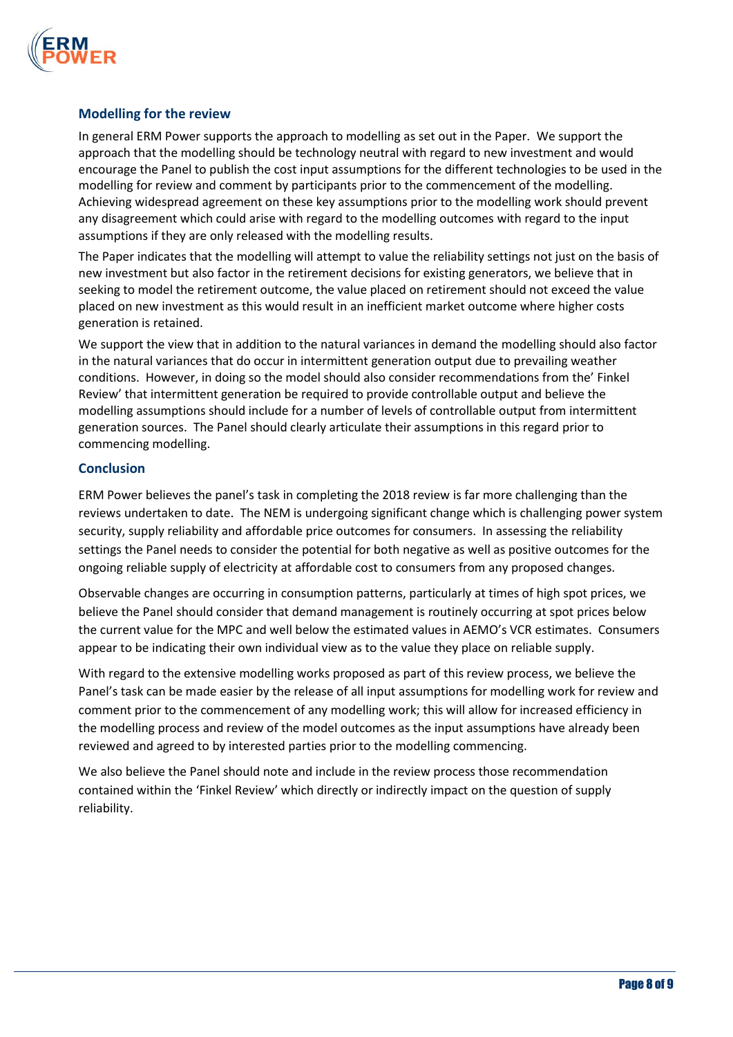### Modelling for the review

In general ERM Power supports the approach to modelling as set out in the Paper. We support the approach that the modelling should be technology neutral with regard to new investment and would encourage the Panel to publish the cost input assumptions for the different technologies to be used in the modelling for review and comment by participants prior to the commencement of the modelling. Achieving widespread agreement on these key assumptions prior to the modelling work should prevent any disagreement which could arise with regard to the modelling outcomes with regard to the input assumptions if they are only released with the modelling results.

The Paper indicates that the modelling will attempt to value the reliability settings not just on the basis of new investment but also factor in the retirement decisions for existing generators, we believe that in seeking to model the retirement outcome, the value placed on retirement should not exceed the value placed on new investment as this would result in an inefficient market outcome where higher costs generation is retained.

We support the view that in addition to the natural variances in demand the modelling should also factor in the natural variances that do occur in intermittent generation output due to prevailing weather conditions. However, in doing so the model should also consider recommendations from the' Finkel Review' that intermittent generation be required to provide controllable output and believe the modelling assumptions should include for a number of levels of controllable output from intermittent generation sources. The Panel should clearly articulate their assumptions in this regard prior to commencing modelling.

### Conclusion

ERM Power believes the panel's task in completing the 2018 review is far more challenging than the reviews undertaken to date. The NEM is undergoing significant change which is challenging power system security, supply reliability and affordable price outcomes for consumers. In assessing the reliability settings the Panel needs to consider the potential for both negative as well as positive outcomes for the ongoing reliable supply of electricity at affordable cost to consumers from any proposed changes.

Observable changes are occurring in consumption patterns, particularly at times of high spot prices, we believe the Panel should consider that demand management is routinely occurring at spot prices below the current value for the MPC and well below the estimated values in AEMO's VCR estimates. Consumers appear to be indicating their own individual view as to the value they place on reliable supply.

With regard to the extensive modelling works proposed as part of this review process, we believe the Panel's task can be made easier by the release of all input assumptions for modelling work for review and comment prior to the commencement of any modelling work; this will allow for increased efficiency in the modelling process and review of the model outcomes as the input assumptions have already been reviewed and agreed to by interested parties prior to the modelling commencing.

We also believe the Panel should note and include in the review process those recommendation contained within the 'Finkel Review' which directly or indirectly impact on the question of supply reliability.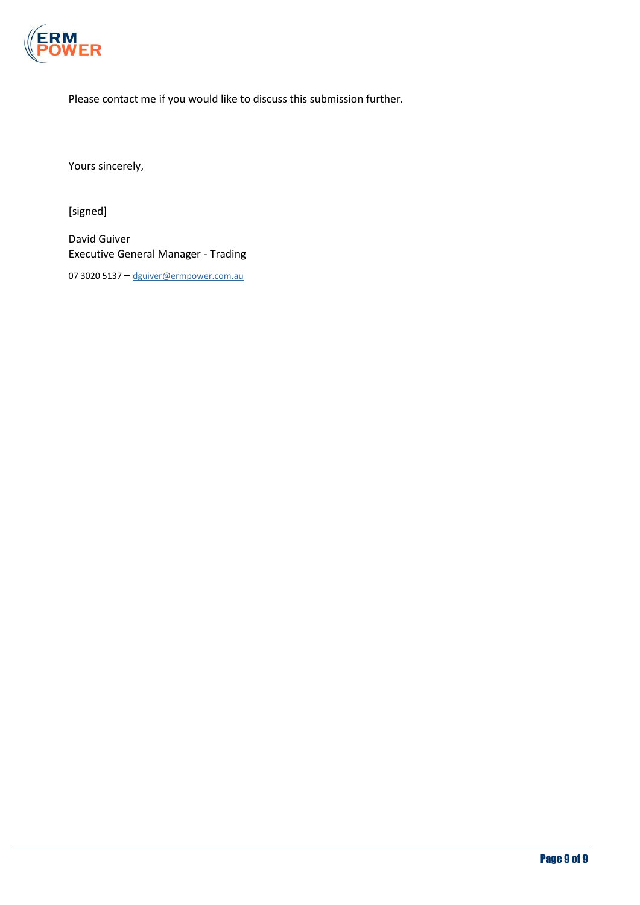Please contact me if you would like to discuss this submission further.

Yours sincerely,

[signed]

David Guiver
Executive General Manager - Trading

07 3020 5137 – dguiver@ermpower.com.au